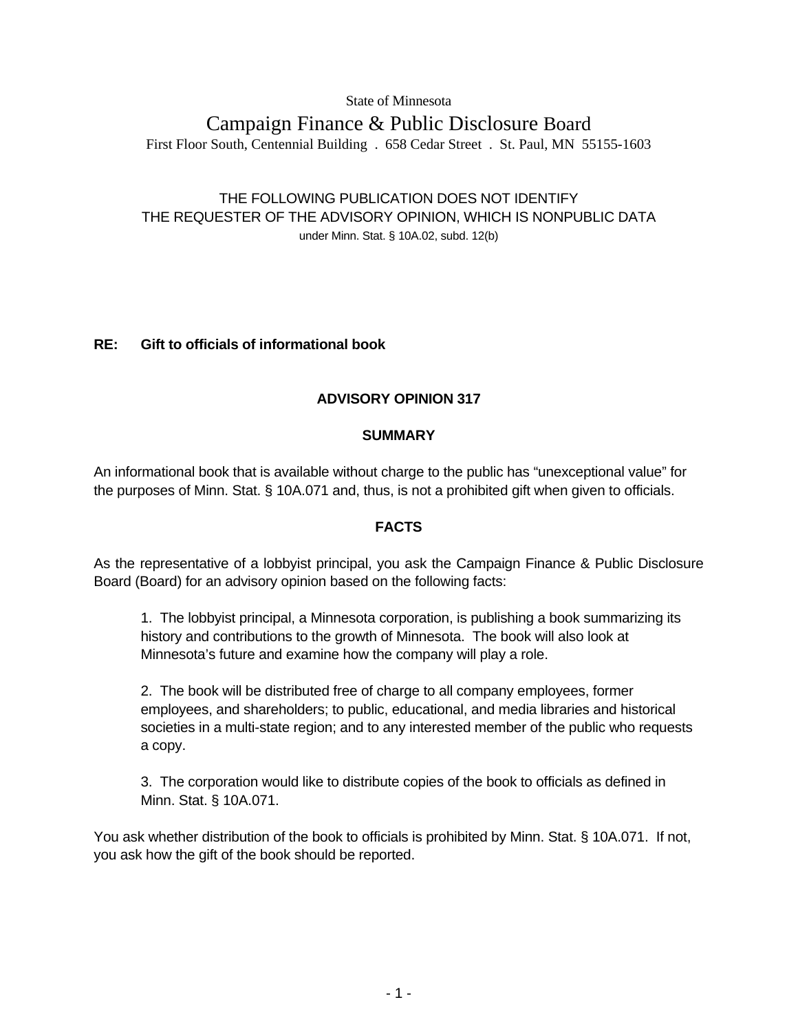State of Minnesota

# Campaign Finance & Public Disclosure Board

First Floor South, Centennial Building . 658 Cedar Street . St. Paul, MN 55155-1603

THE FOLLOWING PUBLICATION DOES NOT IDENTIFY
THE REQUESTER OF THE ADVISORY OPINION, WHICH IS NONPUBLIC DATA
under Minn. Stat. § 10A.02, subd. 12(b)

**RE: Gift to officials of informational book**

## ADVISORY OPINION 317

### SUMMARY

An informational book that is available without charge to the public has “unexceptional value” for the purposes of Minn. Stat. § 10A.071 and, thus, is not a prohibited gift when given to officials.

### FACTS

As the representative of a lobbyist principal, you ask the Campaign Finance & Public Disclosure Board (Board) for an advisory opinion based on the following facts:

1. The lobbyist principal, a Minnesota corporation, is publishing a book summarizing its history and contributions to the growth of Minnesota. The book will also look at Minnesota’s future and examine how the company will play a role.

2. The book will be distributed free of charge to all company employees, former employees, and shareholders; to public, educational, and media libraries and historical societies in a multi-state region; and to any interested member of the public who requests a copy.

3. The corporation would like to distribute copies of the book to officials as defined in Minn. Stat. § 10A.071.

You ask whether distribution of the book to officials is prohibited by Minn. Stat. § 10A.071. If not, you ask how the gift of the book should be reported.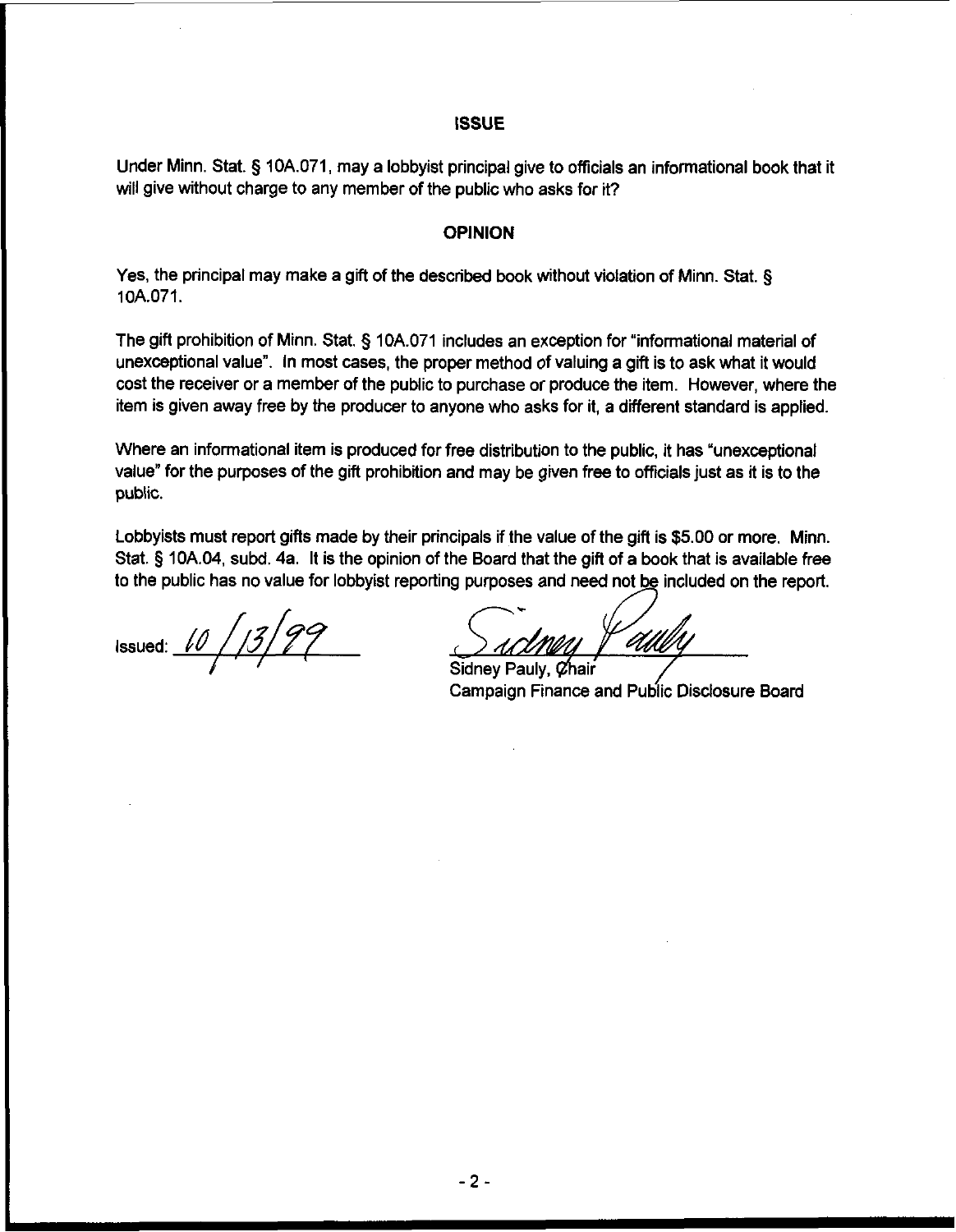## ISSUE

Under Minn. Stat. § 10A.071, may a lobbyist principal give to officials an informational book that it will give without charge to any member of the public who asks for it?

## OPINION

Yes, the principal may make a gift of the described book without violation of Minn. Stat. § 10A.071.

The gift prohibition of Minn. Stat. § 10A.071 includes an exception for "informational material of unexceptional value". In most cases, the proper method of valuing a gift is to ask what it would cost the receiver or a member of the public to purchase or produce the item. However, where the item is given away free by the producer to anyone who asks for it, a different standard is applied.

Where an informational item is produced for free distribution to the public, it has "unexceptional value" for the purposes of the gift prohibition and may be given free to officials just as it is to the public.

Lobbyists must report gifts made by their principals if the value of the gift is $5.00 or more. Minn. Stat. § 10A.04, subd. 4a. It is the opinion of the Board that the gift of a book that is available free to the public has no value for lobbyist reporting purposes and need not be included on the report.

Issued: 10/13/99

Sidney Pauly, Chair
Campaign Finance and Public Disclosure Board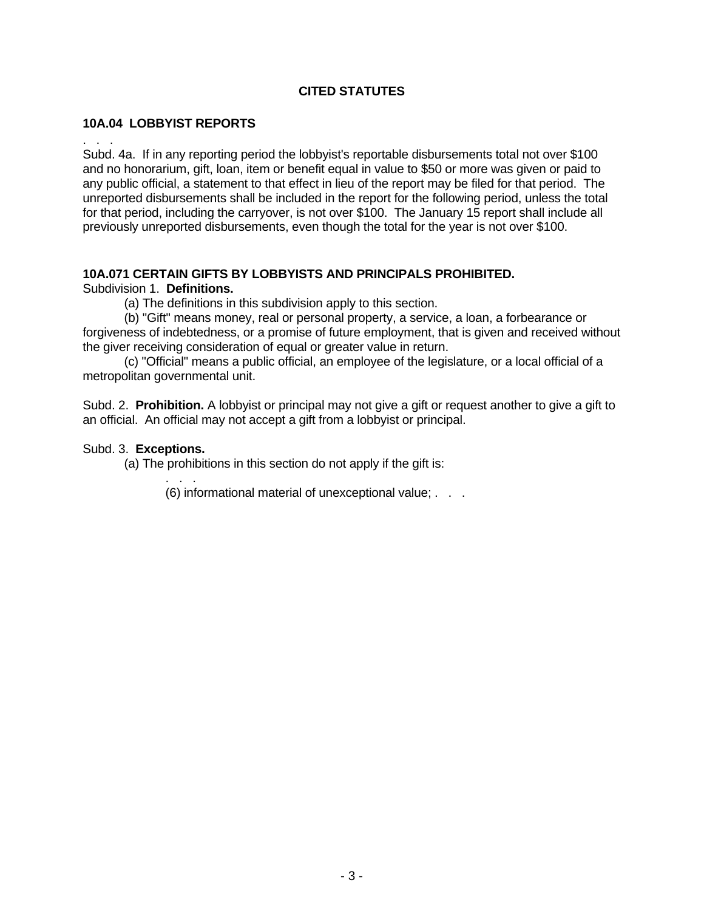## CITED STATUTES

### 10A.04 LOBBYIST REPORTS

. . .

Subd. 4a. If in any reporting period the lobbyist's reportable disbursements total not over $100 and no honorarium, gift, loan, item or benefit equal in value to $50 or more was given or paid to any public official, a statement to that effect in lieu of the report may be filed for that period. The unreported disbursements shall be included in the report for the following period, unless the total for that period, including the carryover, is not over $100. The January 15 report shall include all previously unreported disbursements, even though the total for the year is not over $100.

### 10A.071 CERTAIN GIFTS BY LOBBYISTS AND PRINCIPALS PROHIBITED.

Subdivision 1. **Definitions.**

(a) The definitions in this subdivision apply to this section.

(b) "Gift" means money, real or personal property, a service, a loan, a forbearance or forgiveness of indebtedness, or a promise of future employment, that is given and received without the giver receiving consideration of equal or greater value in return.

(c) "Official" means a public official, an employee of the legislature, or a local official of a metropolitan governmental unit.

Subd. 2. **Prohibition.** A lobbyist or principal may not give a gift or request another to give a gift to an official. An official may not accept a gift from a lobbyist or principal.

Subd. 3. **Exceptions.**

(a) The prohibitions in this section do not apply if the gift is:

. . .

(6) informational material of unexceptional value; . . .